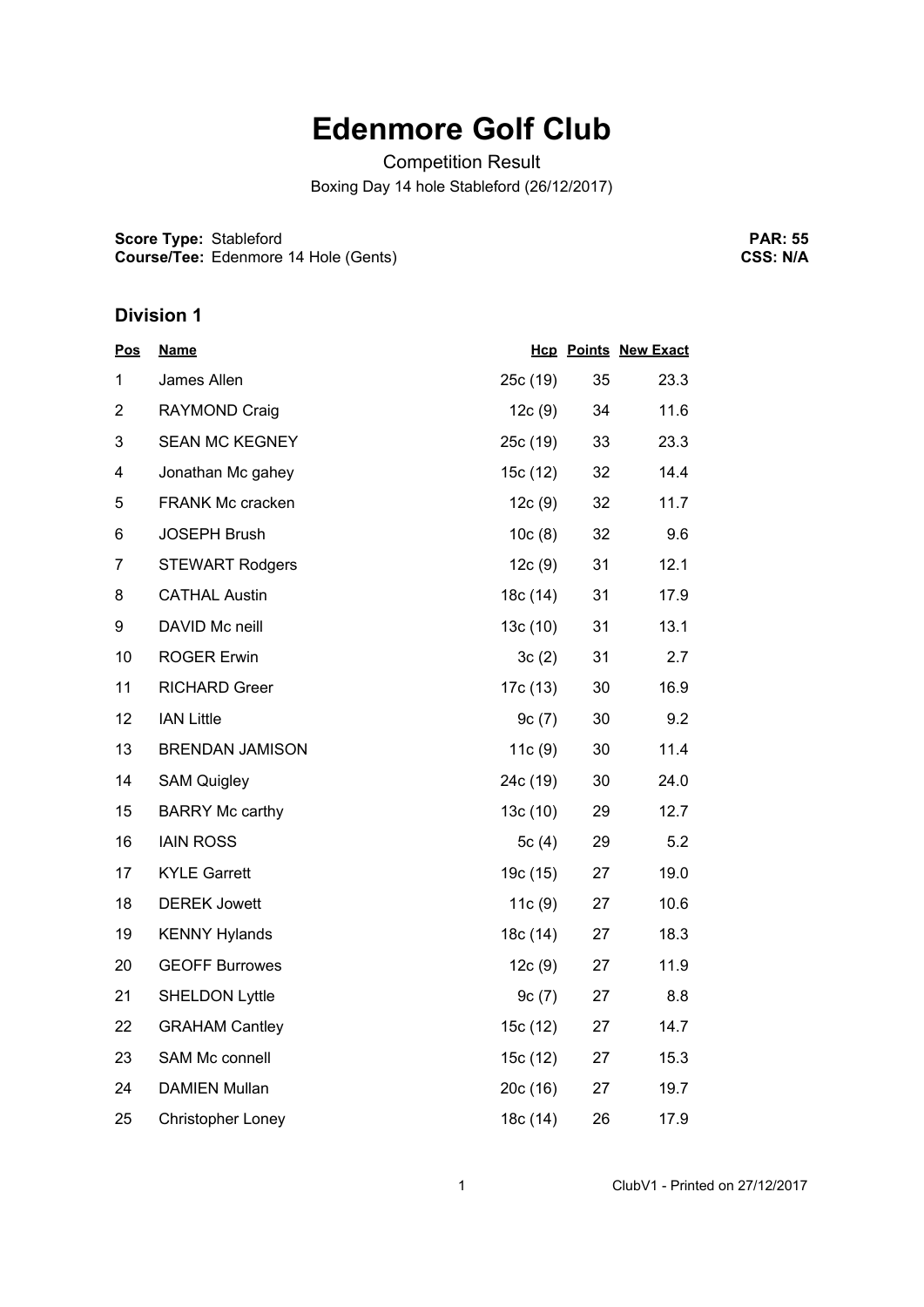# Edenmore Golf Club

Competition Result

Boxing Day 14 hole Stableford (26/12/2017)

**Score Type:** Stableford
**Course/Tee:** Edenmore 14 Hole (Gents)

**PAR: 55**
**CSS: N/A**

## Division 1

| Pos | Name | Hcp | Points | New Exact |
|---|---|---|---|---|
| 1 | James Allen | 25c (19) | 35 | 23.3 |
| 2 | RAYMOND Craig | 12c (9) | 34 | 11.6 |
| 3 | SEAN MC KEGNEY | 25c (19) | 33 | 23.3 |
| 4 | Jonathan Mc gahey | 15c (12) | 32 | 14.4 |
| 5 | FRANK Mc cracken | 12c (9) | 32 | 11.7 |
| 6 | JOSEPH Brush | 10c (8) | 32 | 9.6 |
| 7 | STEWART Rodgers | 12c (9) | 31 | 12.1 |
| 8 | CATHAL Austin | 18c (14) | 31 | 17.9 |
| 9 | DAVID Mc neill | 13c (10) | 31 | 13.1 |
| 10 | ROGER Erwin | 3c (2) | 31 | 2.7 |
| 11 | RICHARD Greer | 17c (13) | 30 | 16.9 |
| 12 | IAN Little | 9c (7) | 30 | 9.2 |
| 13 | BRENDAN JAMISON | 11c (9) | 30 | 11.4 |
| 14 | SAM Quigley | 24c (19) | 30 | 24.0 |
| 15 | BARRY Mc carthy | 13c (10) | 29 | 12.7 |
| 16 | IAIN ROSS | 5c (4) | 29 | 5.2 |
| 17 | KYLE Garrett | 19c (15) | 27 | 19.0 |
| 18 | DEREK Jowett | 11c (9) | 27 | 10.6 |
| 19 | KENNY Hylands | 18c (14) | 27 | 18.3 |
| 20 | GEOFF Burrowes | 12c (9) | 27 | 11.9 |
| 21 | SHELDON Lyttle | 9c (7) | 27 | 8.8 |
| 22 | GRAHAM Cantley | 15c (12) | 27 | 14.7 |
| 23 | SAM Mc connell | 15c (12) | 27 | 15.3 |
| 24 | DAMIEN Mullan | 20c (16) | 27 | 19.7 |
| 25 | Christopher Loney | 18c (14) | 26 | 17.9 |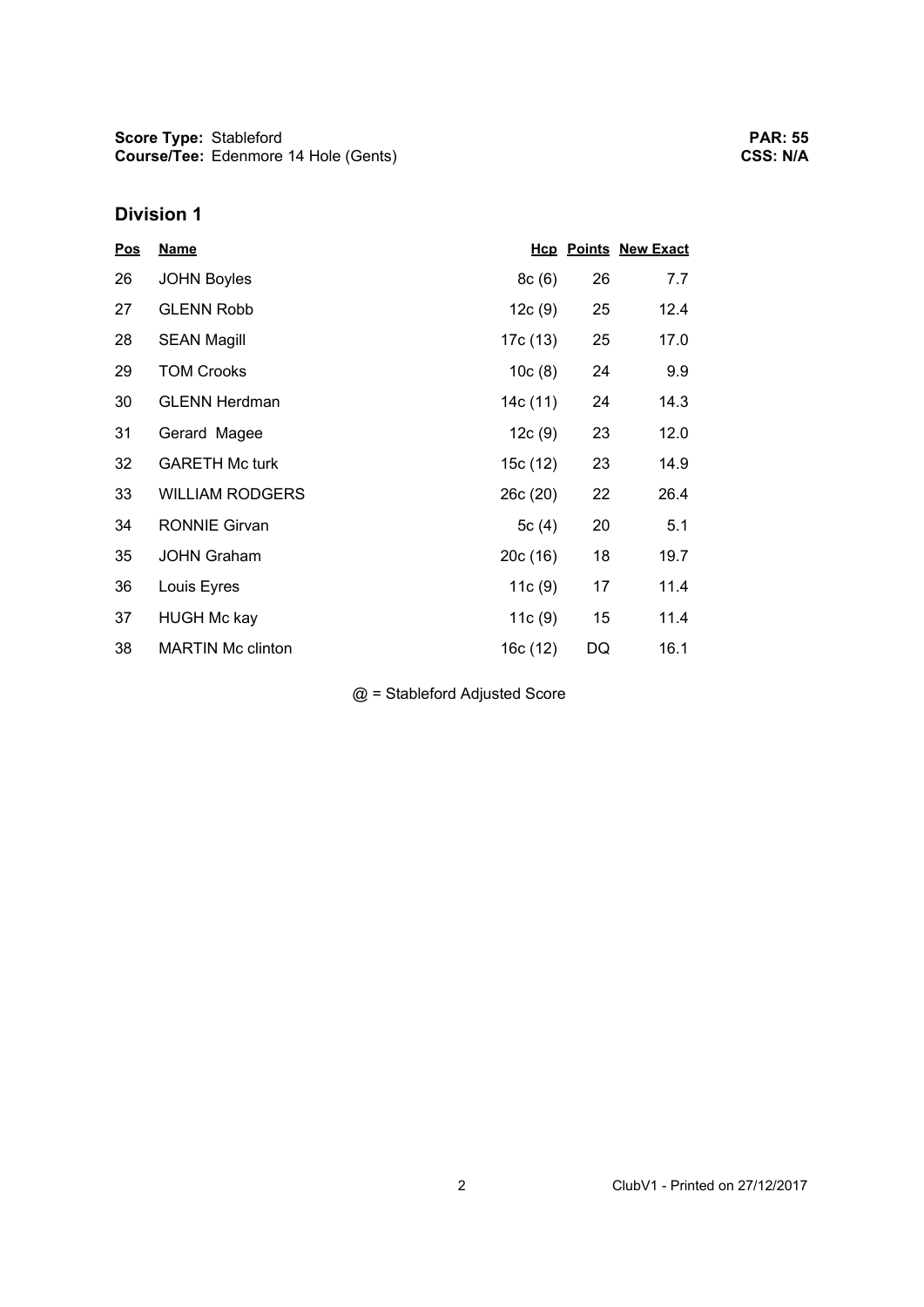**Score Type:** Stableford
**Course/Tee:** Edenmore 14 Hole (Gents)

**PAR: 55**
**CSS: N/A**

## Division 1

| Pos | Name | Hcp | Points | New Exact |
|---|---|---|---|---|
| 26 | JOHN Boyles | 8c (6) | 26 | 7.7 |
| 27 | GLENN Robb | 12c (9) | 25 | 12.4 |
| 28 | SEAN Magill | 17c (13) | 25 | 17.0 |
| 29 | TOM Crooks | 10c (8) | 24 | 9.9 |
| 30 | GLENN Herdman | 14c (11) | 24 | 14.3 |
| 31 | Gerard Magee | 12c (9) | 23 | 12.0 |
| 32 | GARETH Mc turk | 15c (12) | 23 | 14.9 |
| 33 | WILLIAM RODGERS | 26c (20) | 22 | 26.4 |
| 34 | RONNIE Girvan | 5c (4) | 20 | 5.1 |
| 35 | JOHN Graham | 20c (16) | 18 | 19.7 |
| 36 | Louis Eyres | 11c (9) | 17 | 11.4 |
| 37 | HUGH Mc kay | 11c (9) | 15 | 11.4 |
| 38 | MARTIN Mc clinton | 16c (12) | DQ | 16.1 |

@ = Stableford Adjusted Score

ClubV1 - Printed on 27/12/2017